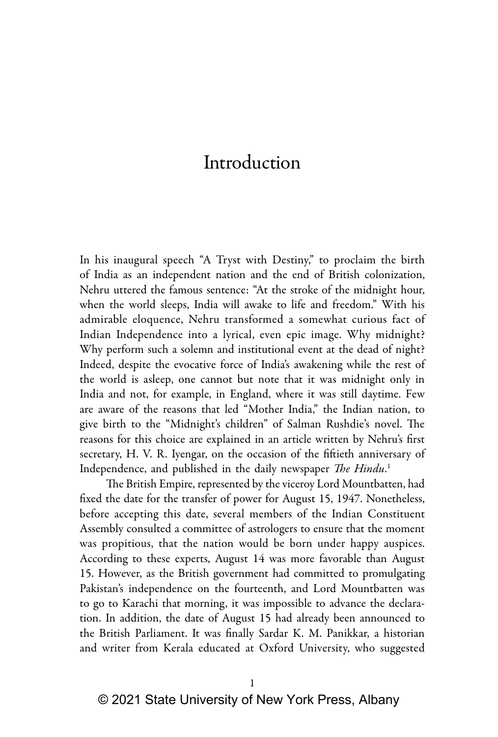# Introduction

In his inaugural speech "A Tryst with Destiny," to proclaim the birth of India as an independent nation and the end of British colonization, Nehru uttered the famous sentence: "At the stroke of the midnight hour, when the world sleeps, India will awake to life and freedom." With his admirable eloquence, Nehru transformed a somewhat curious fact of Indian Independence into a lyrical, even epic image. Why midnight? Why perform such a solemn and institutional event at the dead of night? Indeed, despite the evocative force of India's awakening while the rest of the world is asleep, one cannot but note that it was midnight only in India and not, for example, in England, where it was still daytime. Few are aware of the reasons that led "Mother India," the Indian nation, to give birth to the "Midnight's children" of Salman Rushdie's novel. The reasons for this choice are explained in an article written by Nehru's first secretary, H. V. R. Iyengar, on the occasion of the fiftieth anniversary of Independence, and published in the daily newspaper *The Hindu*.[1]

The British Empire, represented by the viceroy Lord Mountbatten, had fixed the date for the transfer of power for August 15, 1947. Nonetheless, before accepting this date, several members of the Indian Constituent Assembly consulted a committee of astrologers to ensure that the moment was propitious, that the nation would be born under happy auspices. According to these experts, August 14 was more favorable than August 15. However, as the British government had committed to promulgating Pakistan's independence on the fourteenth, and Lord Mountbatten was to go to Karachi that morning, it was impossible to advance the declaration. In addition, the date of August 15 had already been announced to the British Parliament. It was finally Sardar K. M. Panikkar, a historian and writer from Kerala educated at Oxford University, who suggested

© 2021 State University of New York Press, Albany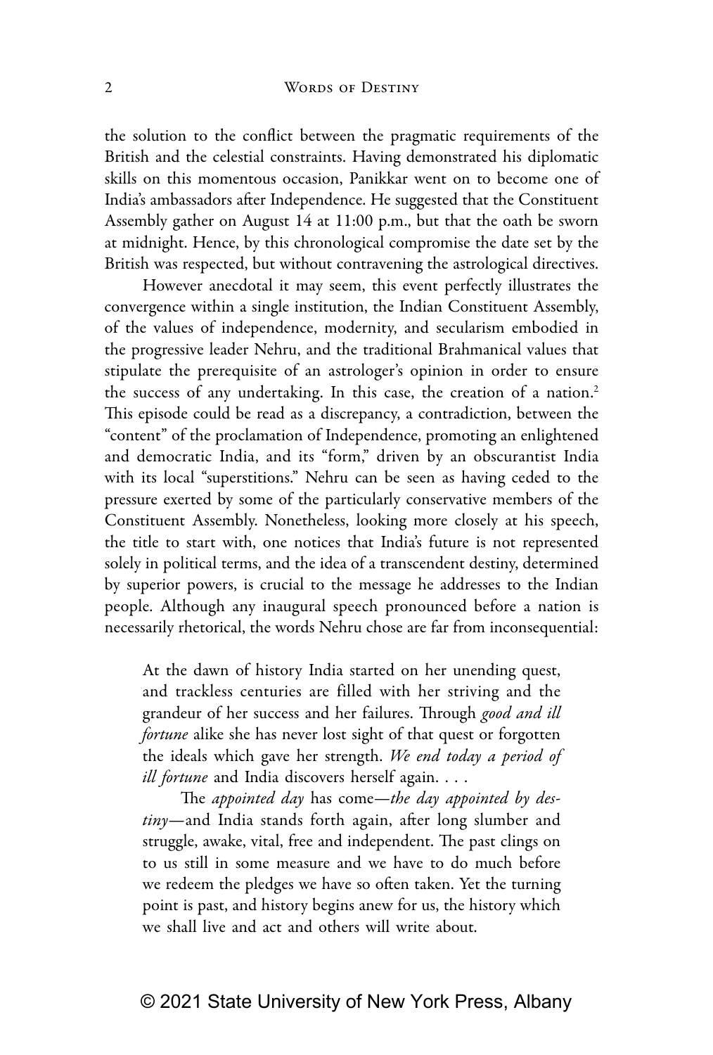the solution to the conflict between the pragmatic requirements of the British and the celestial constraints. Having demonstrated his diplomatic skills on this momentous occasion, Panikkar went on to become one of India's ambassadors after Independence. He suggested that the Constituent Assembly gather on August 14 at 11:00 p.m., but that the oath be sworn at midnight. Hence, by this chronological compromise the date set by the British was respected, but without contravening the astrological directives.

However anecdotal it may seem, this event perfectly illustrates the convergence within a single institution, the Indian Constituent Assembly, of the values of independence, modernity, and secularism embodied in the progressive leader Nehru, and the traditional Brahmanical values that stipulate the prerequisite of an astrologer's opinion in order to ensure the success of any undertaking. In this case, the creation of a nation.[2] This episode could be read as a discrepancy, a contradiction, between the "content" of the proclamation of Independence, promoting an enlightened and democratic India, and its "form," driven by an obscurantist India with its local "superstitions." Nehru can be seen as having ceded to the pressure exerted by some of the particularly conservative members of the Constituent Assembly. Nonetheless, looking more closely at his speech, the title to start with, one notices that India's future is not represented solely in political terms, and the idea of a transcendent destiny, determined by superior powers, is crucial to the message he addresses to the Indian people. Although any inaugural speech pronounced before a nation is necessarily rhetorical, the words Nehru chose are far from inconsequential:

> At the dawn of history India started on her unending quest, and trackless centuries are filled with her striving and the grandeur of her success and her failures. Through *good and ill fortune* alike she has never lost sight of that quest or forgotten the ideals which gave her strength. *We end today a period of ill fortune* and India discovers herself again. . . .
>
> The *appointed day* has come—*the day appointed by destiny*—and India stands forth again, after long slumber and struggle, awake, vital, free and independent. The past clings on to us still in some measure and we have to do much before we redeem the pledges we have so often taken. Yet the turning point is past, and history begins anew for us, the history which we shall live and act and others will write about.

© 2021 State University of New York Press, Albany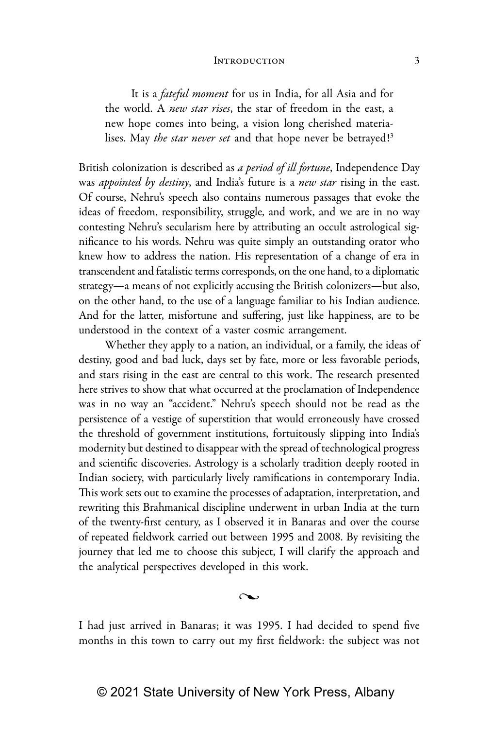> It is a *fateful moment* for us in India, for all Asia and for the world. A *new star rises*, the star of freedom in the east, a new hope comes into being, a vision long cherished materialises. May *the star never set* and that hope never be betrayed![3]

British colonization is described as *a period of ill fortune*, Independence Day was *appointed by destiny*, and India's future is a *new star* rising in the east. Of course, Nehru's speech also contains numerous passages that evoke the ideas of freedom, responsibility, struggle, and work, and we are in no way contesting Nehru's secularism here by attributing an occult astrological significance to his words. Nehru was quite simply an outstanding orator who knew how to address the nation. His representation of a change of era in transcendent and fatalistic terms corresponds, on the one hand, to a diplomatic strategy—a means of not explicitly accusing the British colonizers—but also, on the other hand, to the use of a language familiar to his Indian audience. And for the latter, misfortune and suffering, just like happiness, are to be understood in the context of a vaster cosmic arrangement.

Whether they apply to a nation, an individual, or a family, the ideas of destiny, good and bad luck, days set by fate, more or less favorable periods, and stars rising in the east are central to this work. The research presented here strives to show that what occurred at the proclamation of Independence was in no way an "accident." Nehru's speech should not be read as the persistence of a vestige of superstition that would erroneously have crossed the threshold of government institutions, fortuitously slipping into India's modernity but destined to disappear with the spread of technological progress and scientific discoveries. Astrology is a scholarly tradition deeply rooted in Indian society, with particularly lively ramifications in contemporary India. This work sets out to examine the processes of adaptation, interpretation, and rewriting this Brahmanical discipline underwent in urban India at the turn of the twenty-first century, as I observed it in Banaras and over the course of repeated fieldwork carried out between 1995 and 2008. By revisiting the journey that led me to choose this subject, I will clarify the approach and the analytical perspectives developed in this work.

~

I had just arrived in Banaras; it was 1995. I had decided to spend five months in this town to carry out my first fieldwork: the subject was not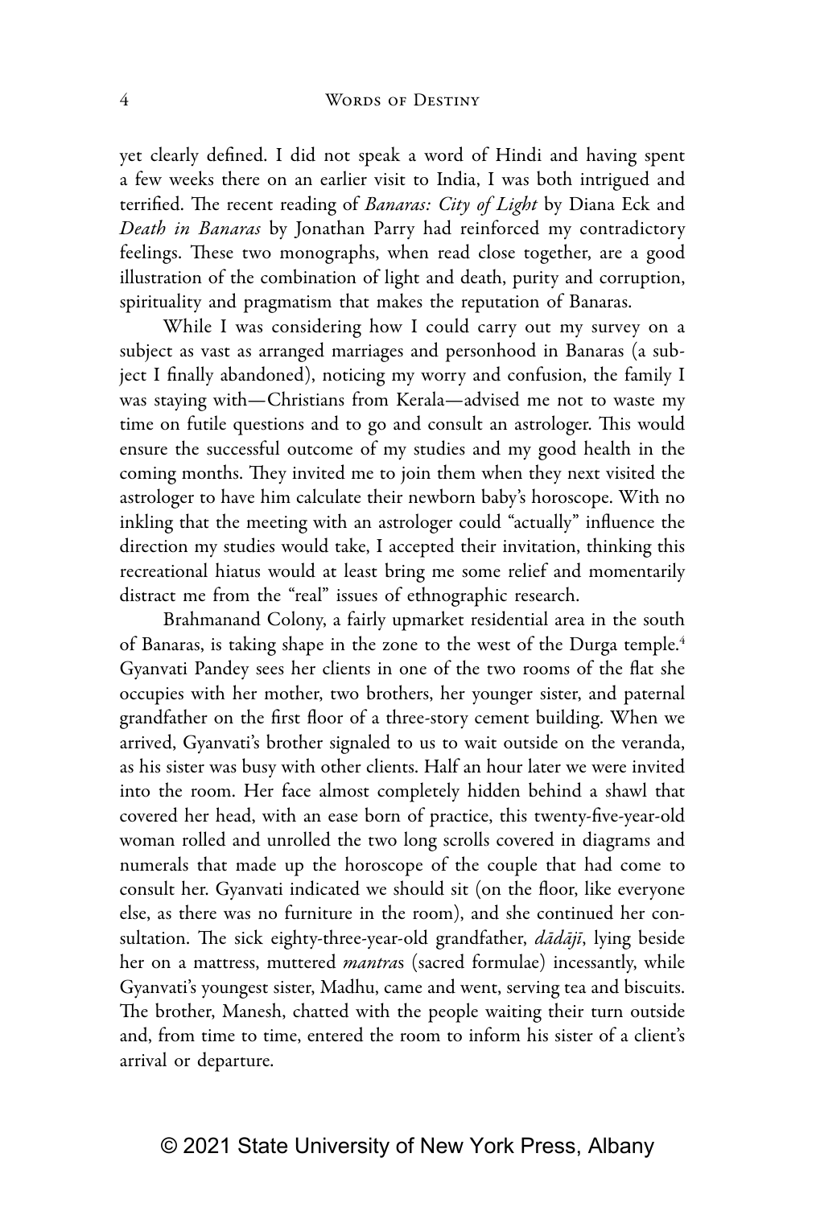yet clearly defined. I did not speak a word of Hindi and having spent a few weeks there on an earlier visit to India, I was both intrigued and terrified. The recent reading of *Banaras: City of Light* by Diana Eck and *Death in Banaras* by Jonathan Parry had reinforced my contradictory feelings. These two monographs, when read close together, are a good illustration of the combination of light and death, purity and corruption, spirituality and pragmatism that makes the reputation of Banaras.

While I was considering how I could carry out my survey on a subject as vast as arranged marriages and personhood in Banaras (a subject I finally abandoned), noticing my worry and confusion, the family I was staying with—Christians from Kerala—advised me not to waste my time on futile questions and to go and consult an astrologer. This would ensure the successful outcome of my studies and my good health in the coming months. They invited me to join them when they next visited the astrologer to have him calculate their newborn baby's horoscope. With no inkling that the meeting with an astrologer could "actually" influence the direction my studies would take, I accepted their invitation, thinking this recreational hiatus would at least bring me some relief and momentarily distract me from the "real" issues of ethnographic research.

Brahmanand Colony, a fairly upmarket residential area in the south of Banaras, is taking shape in the zone to the west of the Durga temple.[4] Gyanvati Pandey sees her clients in one of the two rooms of the flat she occupies with her mother, two brothers, her younger sister, and paternal grandfather on the first floor of a three-story cement building. When we arrived, Gyanvati's brother signaled to us to wait outside on the veranda, as his sister was busy with other clients. Half an hour later we were invited into the room. Her face almost completely hidden behind a shawl that covered her head, with an ease born of practice, this twenty-five-year-old woman rolled and unrolled the two long scrolls covered in diagrams and numerals that made up the horoscope of the couple that had come to consult her. Gyanvati indicated we should sit (on the floor, like everyone else, as there was no furniture in the room), and she continued her consultation. The sick eighty-three-year-old grandfather, *dādājī*, lying beside her on a mattress, muttered *mantra*s (sacred formulae) incessantly, while Gyanvati's youngest sister, Madhu, came and went, serving tea and biscuits. The brother, Manesh, chatted with the people waiting their turn outside and, from time to time, entered the room to inform his sister of a client's arrival or departure.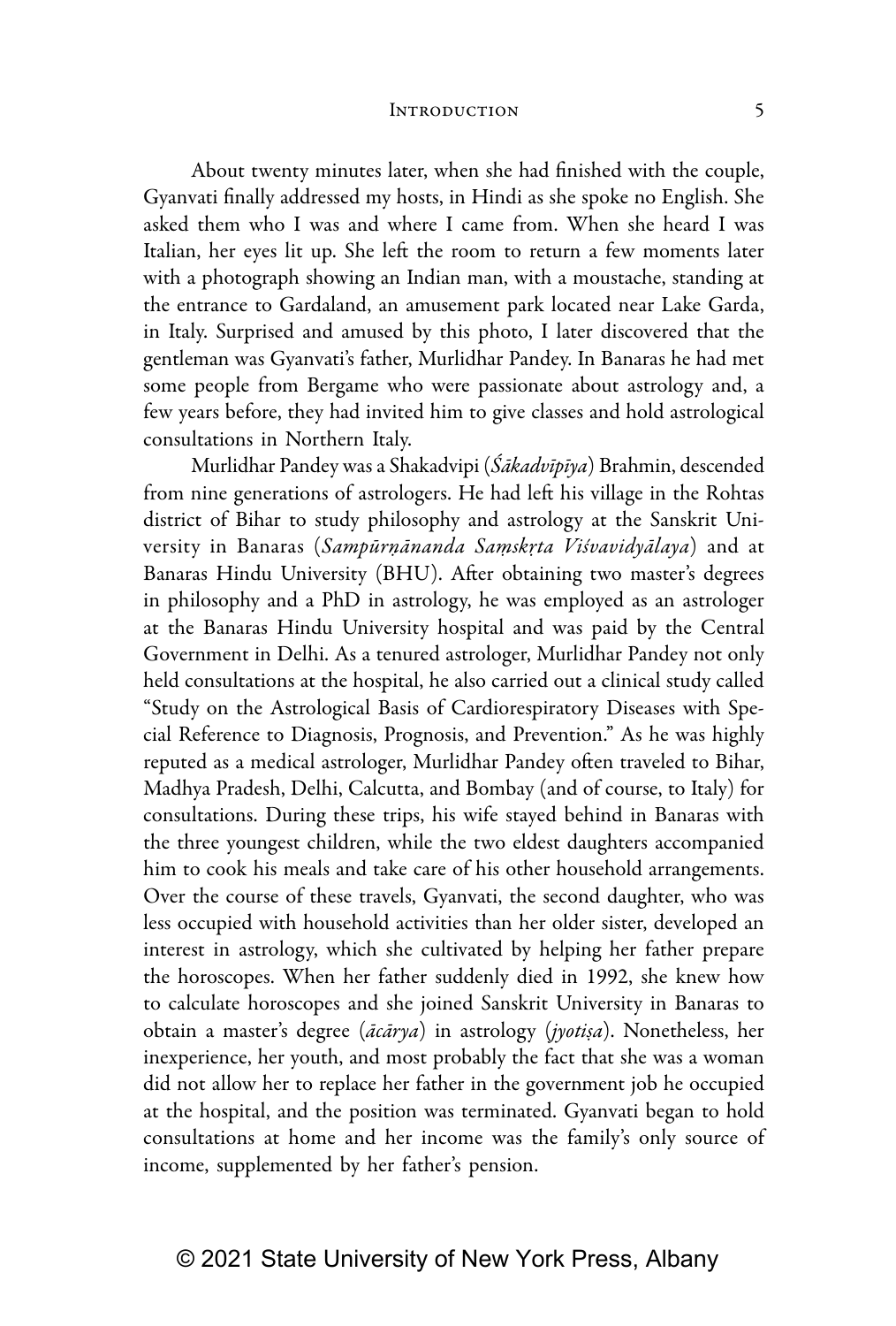About twenty minutes later, when she had finished with the couple, Gyanvati finally addressed my hosts, in Hindi as she spoke no English. She asked them who I was and where I came from. When she heard I was Italian, her eyes lit up. She left the room to return a few moments later with a photograph showing an Indian man, with a moustache, standing at the entrance to Gardaland, an amusement park located near Lake Garda, in Italy. Surprised and amused by this photo, I later discovered that the gentleman was Gyanvati's father, Murlidhar Pandey. In Banaras he had met some people from Bergame who were passionate about astrology and, a few years before, they had invited him to give classes and hold astrological consultations in Northern Italy.

Murlidhar Pandey was a Shakadvipi (*Śākadvīpīya*) Brahmin, descended from nine generations of astrologers. He had left his village in the Rohtas district of Bihar to study philosophy and astrology at the Sanskrit University in Banaras (*Sampūrṇānanda Saṃskṛta Viśvavidyālaya*) and at Banaras Hindu University (BHU). After obtaining two master's degrees in philosophy and a PhD in astrology, he was employed as an astrologer at the Banaras Hindu University hospital and was paid by the Central Government in Delhi. As a tenured astrologer, Murlidhar Pandey not only held consultations at the hospital, he also carried out a clinical study called "Study on the Astrological Basis of Cardiorespiratory Diseases with Special Reference to Diagnosis, Prognosis, and Prevention." As he was highly reputed as a medical astrologer, Murlidhar Pandey often traveled to Bihar, Madhya Pradesh, Delhi, Calcutta, and Bombay (and of course, to Italy) for consultations. During these trips, his wife stayed behind in Banaras with the three youngest children, while the two eldest daughters accompanied him to cook his meals and take care of his other household arrangements. Over the course of these travels, Gyanvati, the second daughter, who was less occupied with household activities than her older sister, developed an interest in astrology, which she cultivated by helping her father prepare the horoscopes. When her father suddenly died in 1992, she knew how to calculate horoscopes and she joined Sanskrit University in Banaras to obtain a master's degree (*ācārya*) in astrology (*jyotiṣa*). Nonetheless, her inexperience, her youth, and most probably the fact that she was a woman did not allow her to replace her father in the government job he occupied at the hospital, and the position was terminated. Gyanvati began to hold consultations at home and her income was the family's only source of income, supplemented by her father's pension.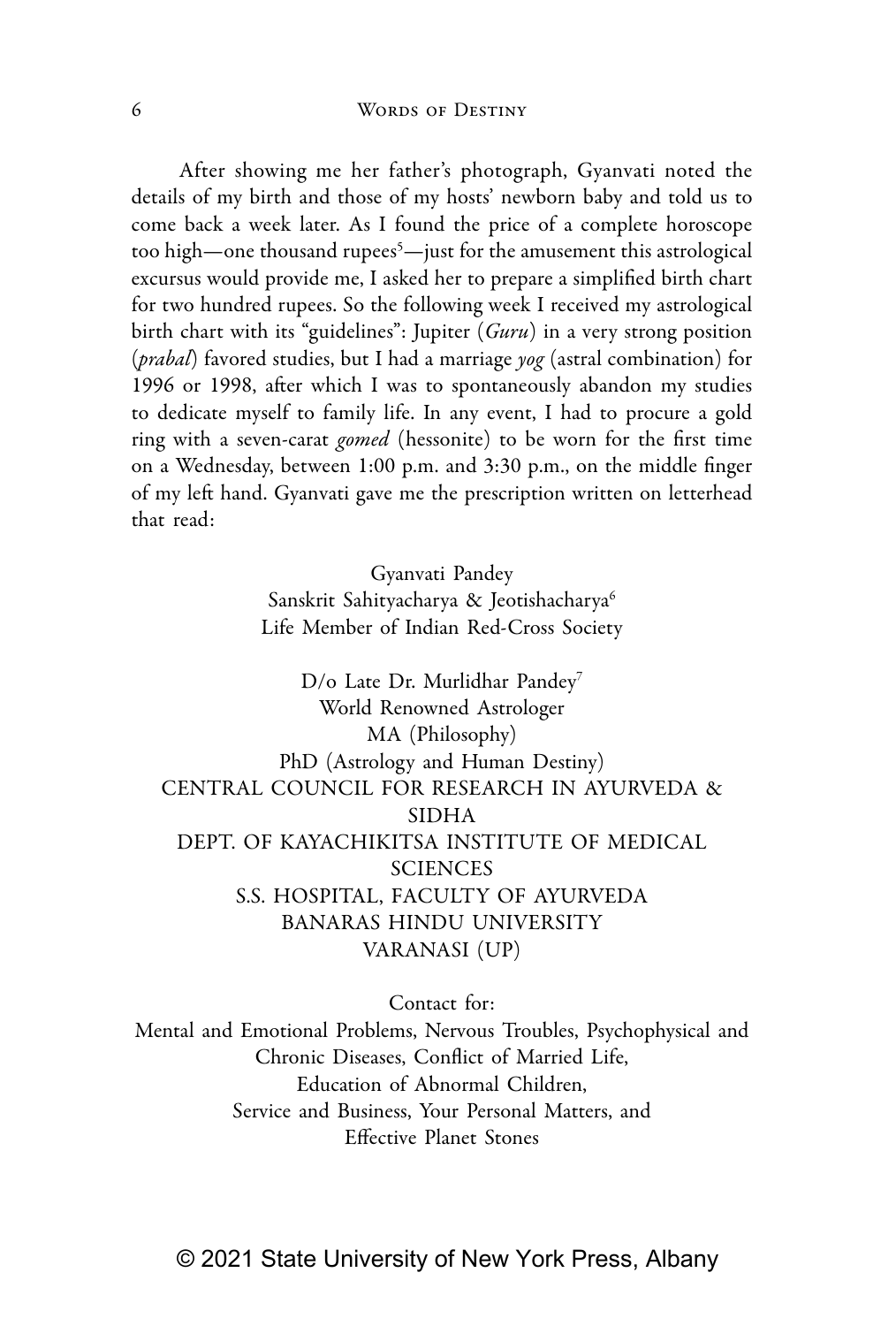After showing me her father's photograph, Gyanvati noted the details of my birth and those of my hosts' newborn baby and told us to come back a week later. As I found the price of a complete horoscope too high—one thousand rupees[5]—just for the amusement this astrological excursus would provide me, I asked her to prepare a simplified birth chart for two hundred rupees. So the following week I received my astrological birth chart with its "guidelines": Jupiter (*Guru*) in a very strong position (*prabal*) favored studies, but I had a marriage *yog* (astral combination) for 1996 or 1998, after which I was to spontaneously abandon my studies to dedicate myself to family life. In any event, I had to procure a gold ring with a seven-carat *gomed* (hessonite) to be worn for the first time on a Wednesday, between 1:00 p.m. and 3:30 p.m., on the middle finger of my left hand. Gyanvati gave me the prescription written on letterhead that read:

Gyanvati Pandey
Sanskrit Sahityacharya & Jeotishacharya[6]
Life Member of Indian Red-Cross Society

D/o Late Dr. Murlidhar Pandey[7]
World Renowned Astrologer
MA (Philosophy)
PhD (Astrology and Human Destiny)
CENTRAL COUNCIL FOR RESEARCH IN AYURVEDA & SIDHA
DEPT. OF KAYACHIKITSA INSTITUTE OF MEDICAL SCIENCES
S.S. HOSPITAL, FACULTY OF AYURVEDA
BANARAS HINDU UNIVERSITY
VARANASI (UP)

Contact for:
Mental and Emotional Problems, Nervous Troubles, Psychophysical and Chronic Diseases, Conflict of Married Life,
Education of Abnormal Children,
Service and Business, Your Personal Matters, and
Effective Planet Stones

© 2021 State University of New York Press, Albany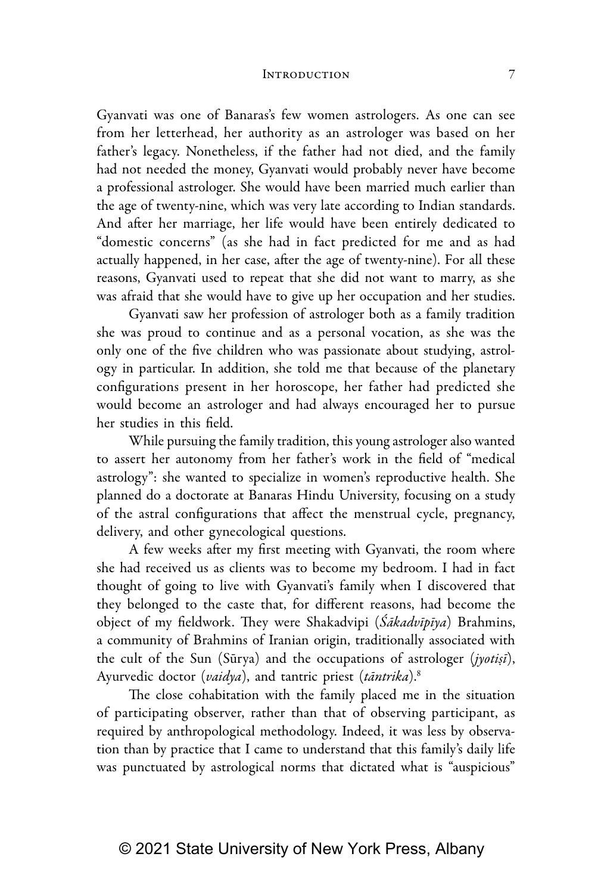Gyanvati was one of Banaras's few women astrologers. As one can see from her letterhead, her authority as an astrologer was based on her father's legacy. Nonetheless, if the father had not died, and the family had not needed the money, Gyanvati would probably never have become a professional astrologer. She would have been married much earlier than the age of twenty-nine, which was very late according to Indian standards. And after her marriage, her life would have been entirely dedicated to "domestic concerns" (as she had in fact predicted for me and as had actually happened, in her case, after the age of twenty-nine). For all these reasons, Gyanvati used to repeat that she did not want to marry, as she was afraid that she would have to give up her occupation and her studies.

Gyanvati saw her profession of astrologer both as a family tradition she was proud to continue and as a personal vocation, as she was the only one of the five children who was passionate about studying, astrology in particular. In addition, she told me that because of the planetary configurations present in her horoscope, her father had predicted she would become an astrologer and had always encouraged her to pursue her studies in this field.

While pursuing the family tradition, this young astrologer also wanted to assert her autonomy from her father's work in the field of "medical astrology": she wanted to specialize in women's reproductive health. She planned do a doctorate at Banaras Hindu University, focusing on a study of the astral configurations that affect the menstrual cycle, pregnancy, delivery, and other gynecological questions.

A few weeks after my first meeting with Gyanvati, the room where she had received us as clients was to become my bedroom. I had in fact thought of going to live with Gyanvati's family when I discovered that they belonged to the caste that, for different reasons, had become the object of my fieldwork. They were Shakadvipi (*Śākadvīpīya*) Brahmins, a community of Brahmins of Iranian origin, traditionally associated with the cult of the Sun (Sūrya) and the occupations of astrologer (*jyotiṣī*), Ayurvedic doctor (*vaidya*), and tantric priest (*tāntrika*).[8]

The close cohabitation with the family placed me in the situation of participating observer, rather than that of observing participant, as required by anthropological methodology. Indeed, it was less by observation than by practice that I came to understand that this family's daily life was punctuated by astrological norms that dictated what is "auspicious"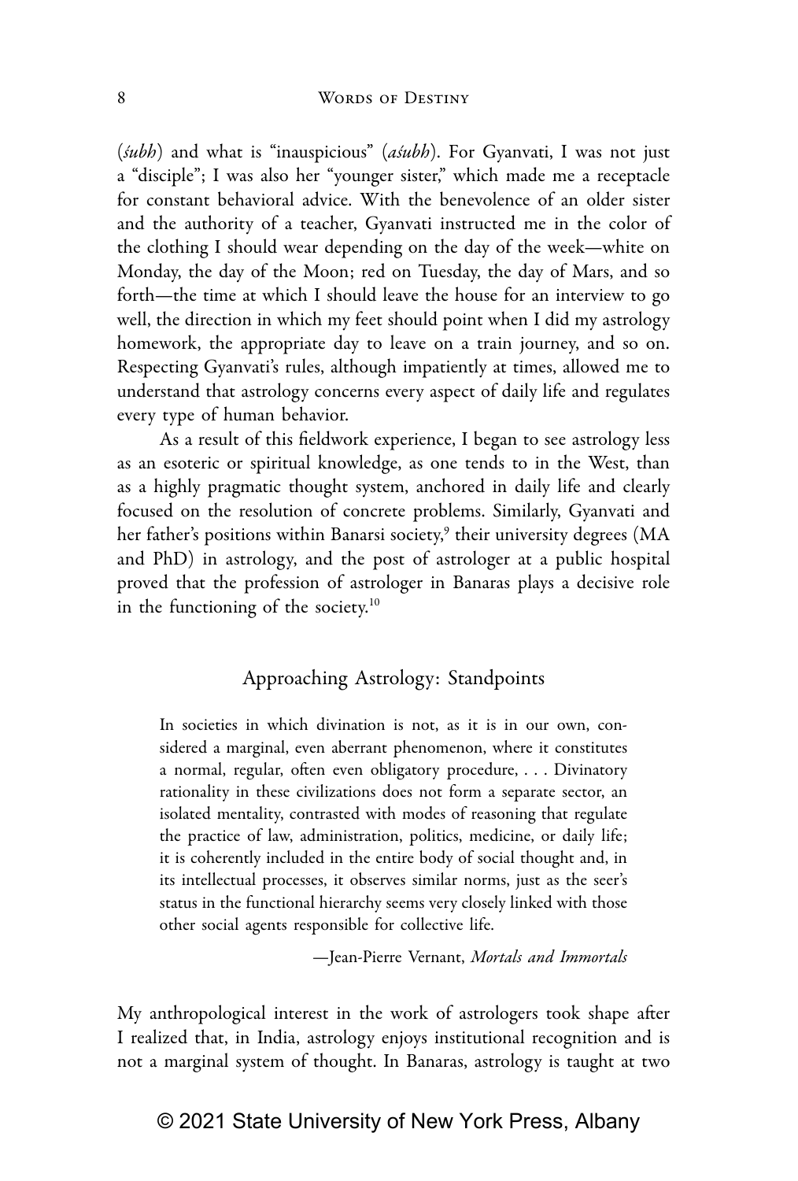(*śubh*) and what is "inauspicious" (*aśubh*). For Gyanvati, I was not just a "disciple"; I was also her "younger sister," which made me a receptacle for constant behavioral advice. With the benevolence of an older sister and the authority of a teacher, Gyanvati instructed me in the color of the clothing I should wear depending on the day of the week—white on Monday, the day of the Moon; red on Tuesday, the day of Mars, and so forth—the time at which I should leave the house for an interview to go well, the direction in which my feet should point when I did my astrology homework, the appropriate day to leave on a train journey, and so on. Respecting Gyanvati's rules, although impatiently at times, allowed me to understand that astrology concerns every aspect of daily life and regulates every type of human behavior.

As a result of this fieldwork experience, I began to see astrology less as an esoteric or spiritual knowledge, as one tends to in the West, than as a highly pragmatic thought system, anchored in daily life and clearly focused on the resolution of concrete problems. Similarly, Gyanvati and her father's positions within Banarsi society,[9] their university degrees (MA and PhD) in astrology, and the post of astrologer at a public hospital proved that the profession of astrologer in Banaras plays a decisive role in the functioning of the society.[10]

## Approaching Astrology: Standpoints

> In societies in which divination is not, as it is in our own, considered a marginal, even aberrant phenomenon, where it constitutes a normal, regular, often even obligatory procedure, . . . Divinatory rationality in these civilizations does not form a separate sector, an isolated mentality, contrasted with modes of reasoning that regulate the practice of law, administration, politics, medicine, or daily life; it is coherently included in the entire body of social thought and, in its intellectual processes, it observes similar norms, just as the seer's status in the functional hierarchy seems very closely linked with those other social agents responsible for collective life.
>
> —Jean-Pierre Vernant, *Mortals and Immortals*

My anthropological interest in the work of astrologers took shape after I realized that, in India, astrology enjoys institutional recognition and is not a marginal system of thought. In Banaras, astrology is taught at two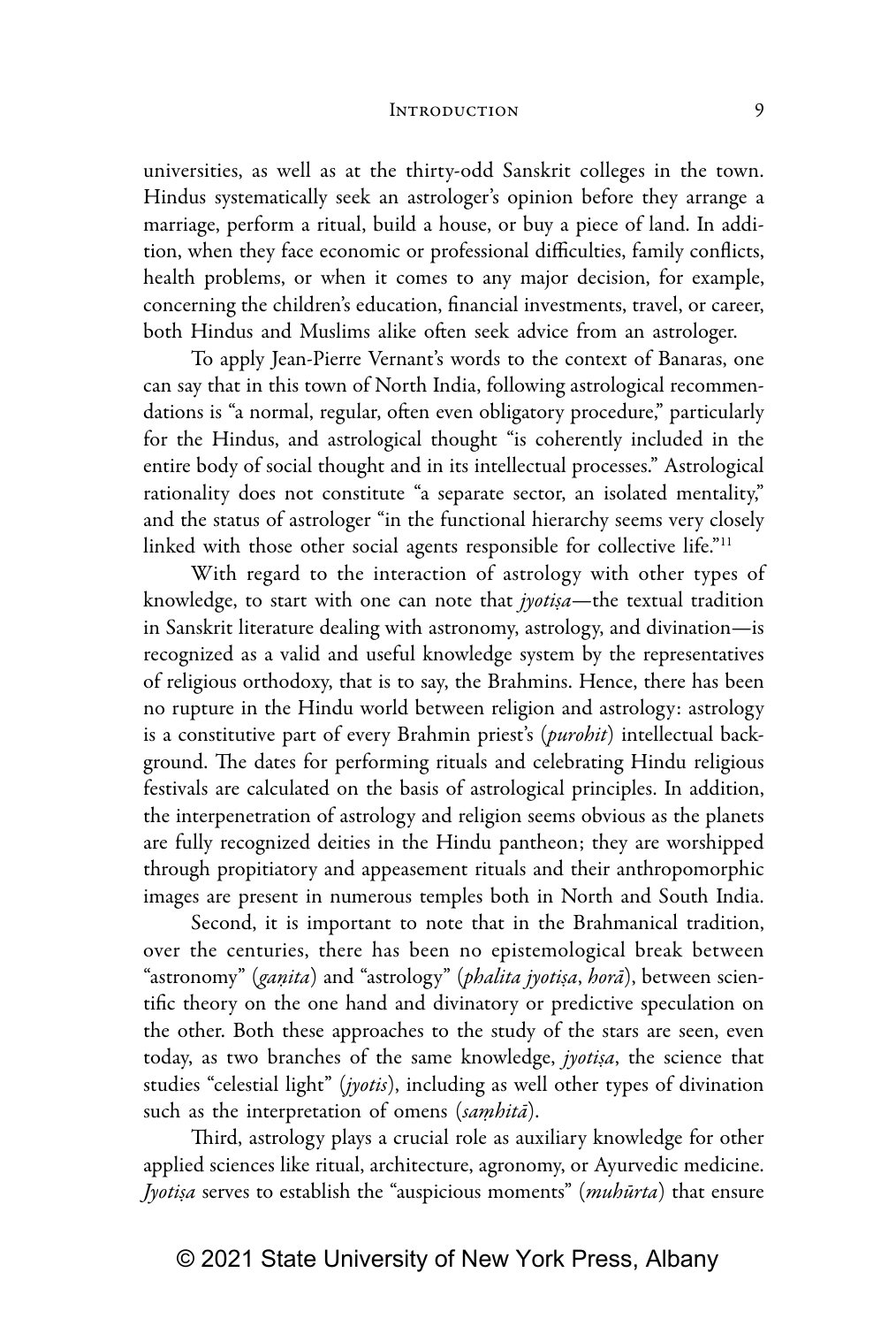universities, as well as at the thirty-odd Sanskrit colleges in the town. Hindus systematically seek an astrologer's opinion before they arrange a marriage, perform a ritual, build a house, or buy a piece of land. In addition, when they face economic or professional difficulties, family conflicts, health problems, or when it comes to any major decision, for example, concerning the children's education, financial investments, travel, or career, both Hindus and Muslims alike often seek advice from an astrologer.

To apply Jean-Pierre Vernant's words to the context of Banaras, one can say that in this town of North India, following astrological recommendations is "a normal, regular, often even obligatory procedure," particularly for the Hindus, and astrological thought "is coherently included in the entire body of social thought and in its intellectual processes." Astrological rationality does not constitute "a separate sector, an isolated mentality," and the status of astrologer "in the functional hierarchy seems very closely linked with those other social agents responsible for collective life."[11]

With regard to the interaction of astrology with other types of knowledge, to start with one can note that *jyotiṣa*—the textual tradition in Sanskrit literature dealing with astronomy, astrology, and divination—is recognized as a valid and useful knowledge system by the representatives of religious orthodoxy, that is to say, the Brahmins. Hence, there has been no rupture in the Hindu world between religion and astrology: astrology is a constitutive part of every Brahmin priest's (*purohit*) intellectual background. The dates for performing rituals and celebrating Hindu religious festivals are calculated on the basis of astrological principles. In addition, the interpenetration of astrology and religion seems obvious as the planets are fully recognized deities in the Hindu pantheon; they are worshipped through propitiatory and appeasement rituals and their anthropomorphic images are present in numerous temples both in North and South India.

Second, it is important to note that in the Brahmanical tradition, over the centuries, there has been no epistemological break between "astronomy" (*gaṇita*) and "astrology" (*phalita jyotiṣa*, *horā*), between scientific theory on the one hand and divinatory or predictive speculation on the other. Both these approaches to the study of the stars are seen, even today, as two branches of the same knowledge, *jyotiṣa*, the science that studies "celestial light" (*jyotis*), including as well other types of divination such as the interpretation of omens (*saṃhitā*).

Third, astrology plays a crucial role as auxiliary knowledge for other applied sciences like ritual, architecture, agronomy, or Ayurvedic medicine. *Jyotiṣa* serves to establish the "auspicious moments" (*muhūrta*) that ensure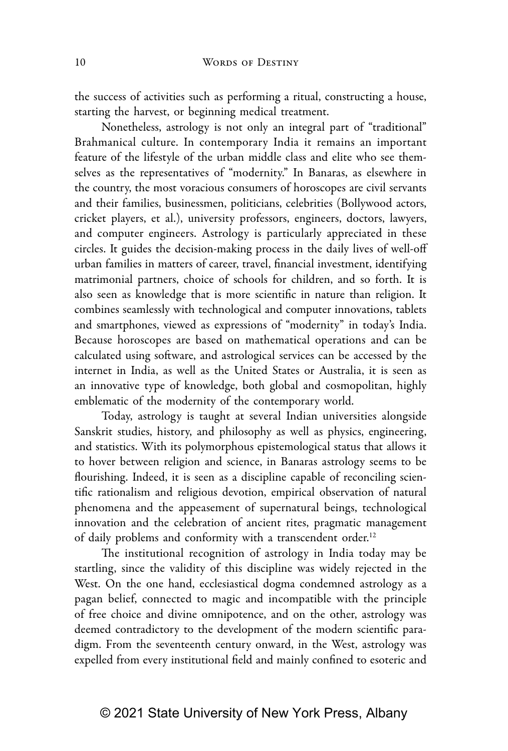the success of activities such as performing a ritual, constructing a house, starting the harvest, or beginning medical treatment.

Nonetheless, astrology is not only an integral part of "traditional" Brahmanical culture. In contemporary India it remains an important feature of the lifestyle of the urban middle class and elite who see themselves as the representatives of "modernity." In Banaras, as elsewhere in the country, the most voracious consumers of horoscopes are civil servants and their families, businessmen, politicians, celebrities (Bollywood actors, cricket players, et al.), university professors, engineers, doctors, lawyers, and computer engineers. Astrology is particularly appreciated in these circles. It guides the decision-making process in the daily lives of well-off urban families in matters of career, travel, financial investment, identifying matrimonial partners, choice of schools for children, and so forth. It is also seen as knowledge that is more scientific in nature than religion. It combines seamlessly with technological and computer innovations, tablets and smartphones, viewed as expressions of "modernity" in today's India. Because horoscopes are based on mathematical operations and can be calculated using software, and astrological services can be accessed by the internet in India, as well as the United States or Australia, it is seen as an innovative type of knowledge, both global and cosmopolitan, highly emblematic of the modernity of the contemporary world.

Today, astrology is taught at several Indian universities alongside Sanskrit studies, history, and philosophy as well as physics, engineering, and statistics. With its polymorphous epistemological status that allows it to hover between religion and science, in Banaras astrology seems to be flourishing. Indeed, it is seen as a discipline capable of reconciling scientific rationalism and religious devotion, empirical observation of natural phenomena and the appeasement of supernatural beings, technological innovation and the celebration of ancient rites, pragmatic management of daily problems and conformity with a transcendent order.[12]

The institutional recognition of astrology in India today may be startling, since the validity of this discipline was widely rejected in the West. On the one hand, ecclesiastical dogma condemned astrology as a pagan belief, connected to magic and incompatible with the principle of free choice and divine omnipotence, and on the other, astrology was deemed contradictory to the development of the modern scientific paradigm. From the seventeenth century onward, in the West, astrology was expelled from every institutional field and mainly confined to esoteric and

© 2021 State University of New York Press, Albany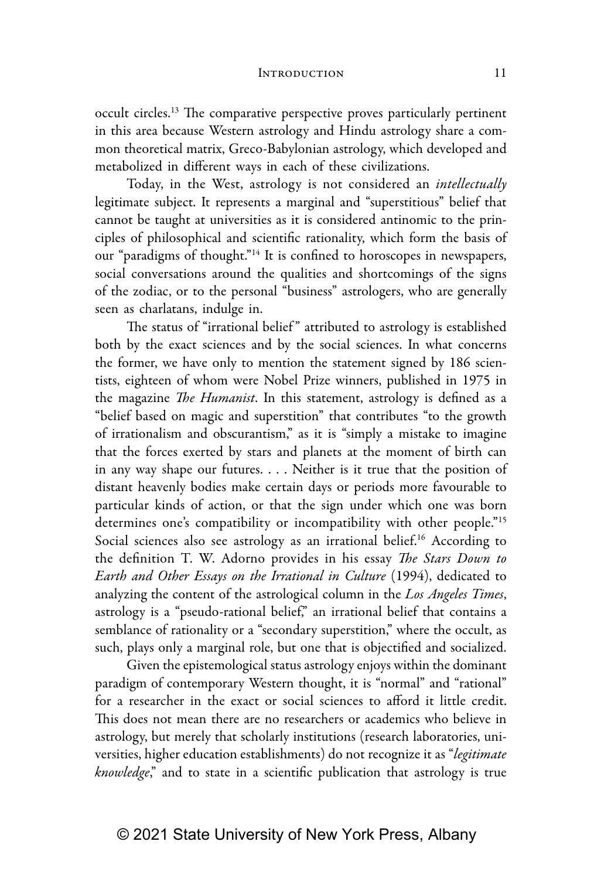occult circles.[13] The comparative perspective proves particularly pertinent in this area because Western astrology and Hindu astrology share a common theoretical matrix, Greco-Babylonian astrology, which developed and metabolized in different ways in each of these civilizations.

Today, in the West, astrology is not considered an *intellectually* legitimate subject. It represents a marginal and "superstitious" belief that cannot be taught at universities as it is considered antinomic to the principles of philosophical and scientific rationality, which form the basis of our "paradigms of thought."[14] It is confined to horoscopes in newspapers, social conversations around the qualities and shortcomings of the signs of the zodiac, or to the personal "business" astrologers, who are generally seen as charlatans, indulge in.

The status of "irrational belief" attributed to astrology is established both by the exact sciences and by the social sciences. In what concerns the former, we have only to mention the statement signed by 186 scientists, eighteen of whom were Nobel Prize winners, published in 1975 in the magazine *The Humanist*. In this statement, astrology is defined as a "belief based on magic and superstition" that contributes "to the growth of irrationalism and obscurantism," as it is "simply a mistake to imagine that the forces exerted by stars and planets at the moment of birth can in any way shape our futures. . . . Neither is it true that the position of distant heavenly bodies make certain days or periods more favourable to particular kinds of action, or that the sign under which one was born determines one's compatibility or incompatibility with other people."[15] Social sciences also see astrology as an irrational belief.[16] According to the definition T. W. Adorno provides in his essay *The Stars Down to Earth and Other Essays on the Irrational in Culture* (1994), dedicated to analyzing the content of the astrological column in the *Los Angeles Times*, astrology is a "pseudo-rational belief," an irrational belief that contains a semblance of rationality or a "secondary superstition," where the occult, as such, plays only a marginal role, but one that is objectified and socialized.

Given the epistemological status astrology enjoys within the dominant paradigm of contemporary Western thought, it is "normal" and "rational" for a researcher in the exact or social sciences to afford it little credit. This does not mean there are no researchers or academics who believe in astrology, but merely that scholarly institutions (research laboratories, universities, higher education establishments) do not recognize it as "*legitimate knowledge*," and to state in a scientific publication that astrology is true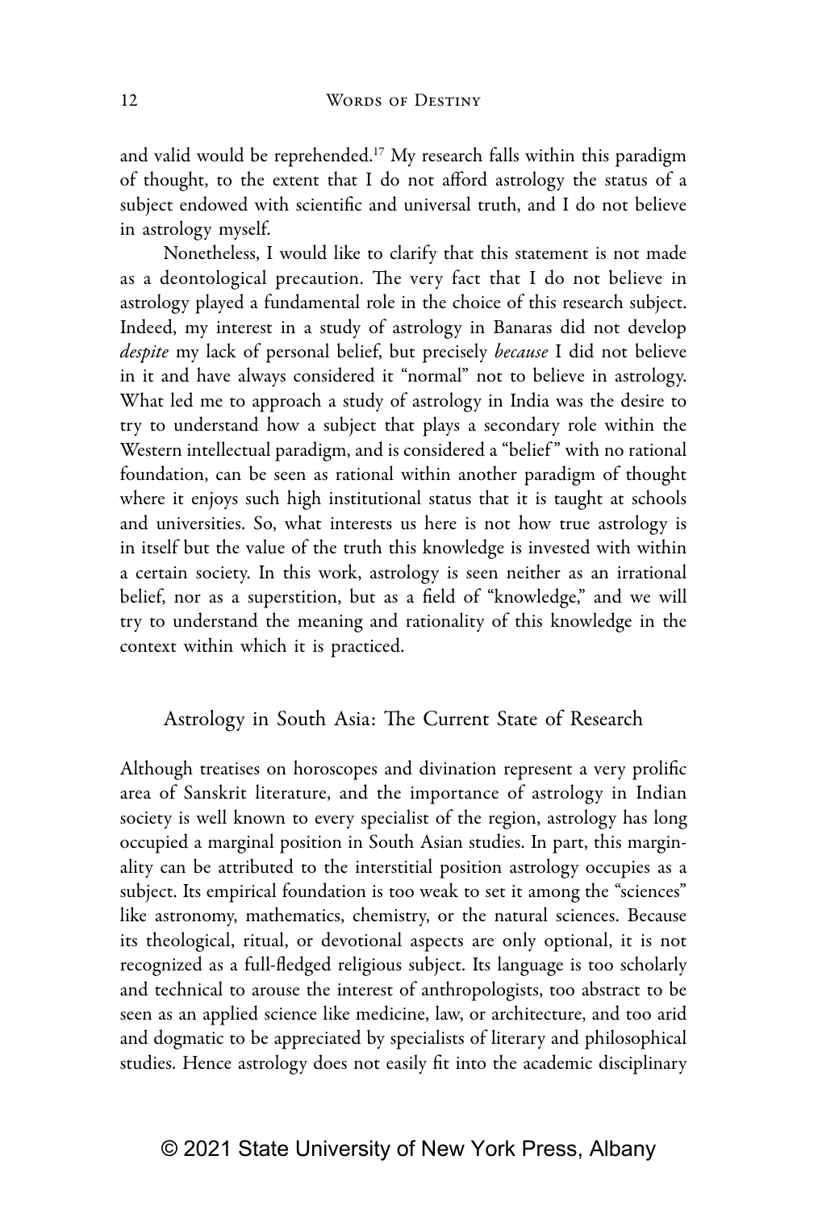and valid would be reprehended.[17] My research falls within this paradigm of thought, to the extent that I do not afford astrology the status of a subject endowed with scientific and universal truth, and I do not believe in astrology myself.

Nonetheless, I would like to clarify that this statement is not made as a deontological precaution. The very fact that I do not believe in astrology played a fundamental role in the choice of this research subject. Indeed, my interest in a study of astrology in Banaras did not develop *despite* my lack of personal belief, but precisely *because* I did not believe in it and have always considered it "normal" not to believe in astrology. What led me to approach a study of astrology in India was the desire to try to understand how a subject that plays a secondary role within the Western intellectual paradigm, and is considered a "belief" with no rational foundation, can be seen as rational within another paradigm of thought where it enjoys such high institutional status that it is taught at schools and universities. So, what interests us here is not how true astrology is in itself but the value of the truth this knowledge is invested with within a certain society. In this work, astrology is seen neither as an irrational belief, nor as a superstition, but as a field of "knowledge," and we will try to understand the meaning and rationality of this knowledge in the context within which it is practiced.

## Astrology in South Asia: The Current State of Research

Although treatises on horoscopes and divination represent a very prolific area of Sanskrit literature, and the importance of astrology in Indian society is well known to every specialist of the region, astrology has long occupied a marginal position in South Asian studies. In part, this marginality can be attributed to the interstitial position astrology occupies as a subject. Its empirical foundation is too weak to set it among the "sciences" like astronomy, mathematics, chemistry, or the natural sciences. Because its theological, ritual, or devotional aspects are only optional, it is not recognized as a full-fledged religious subject. Its language is too scholarly and technical to arouse the interest of anthropologists, too abstract to be seen as an applied science like medicine, law, or architecture, and too arid and dogmatic to be appreciated by specialists of literary and philosophical studies. Hence astrology does not easily fit into the academic disciplinary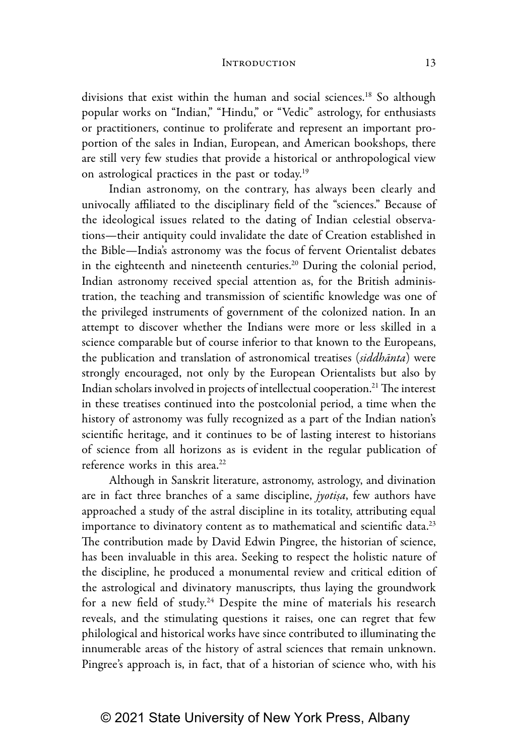divisions that exist within the human and social sciences.[18] So although popular works on "Indian," "Hindu," or "Vedic" astrology, for enthusiasts or practitioners, continue to proliferate and represent an important proportion of the sales in Indian, European, and American bookshops, there are still very few studies that provide a historical or anthropological view on astrological practices in the past or today.[19]

Indian astronomy, on the contrary, has always been clearly and univocally affiliated to the disciplinary field of the "sciences." Because of the ideological issues related to the dating of Indian celestial observations—their antiquity could invalidate the date of Creation established in the Bible—India's astronomy was the focus of fervent Orientalist debates in the eighteenth and nineteenth centuries.[20] During the colonial period, Indian astronomy received special attention as, for the British administration, the teaching and transmission of scientific knowledge was one of the privileged instruments of government of the colonized nation. In an attempt to discover whether the Indians were more or less skilled in a science comparable but of course inferior to that known to the Europeans, the publication and translation of astronomical treatises (*siddhānta*) were strongly encouraged, not only by the European Orientalists but also by Indian scholars involved in projects of intellectual cooperation.[21] The interest in these treatises continued into the postcolonial period, a time when the history of astronomy was fully recognized as a part of the Indian nation's scientific heritage, and it continues to be of lasting interest to historians of science from all horizons as is evident in the regular publication of reference works in this area.[22]

Although in Sanskrit literature, astronomy, astrology, and divination are in fact three branches of a same discipline, *jyotiṣa*, few authors have approached a study of the astral discipline in its totality, attributing equal importance to divinatory content as to mathematical and scientific data.[23] The contribution made by David Edwin Pingree, the historian of science, has been invaluable in this area. Seeking to respect the holistic nature of the discipline, he produced a monumental review and critical edition of the astrological and divinatory manuscripts, thus laying the groundwork for a new field of study.[24] Despite the mine of materials his research reveals, and the stimulating questions it raises, one can regret that few philological and historical works have since contributed to illuminating the innumerable areas of the history of astral sciences that remain unknown. Pingree's approach is, in fact, that of a historian of science who, with his

© 2021 State University of New York Press, Albany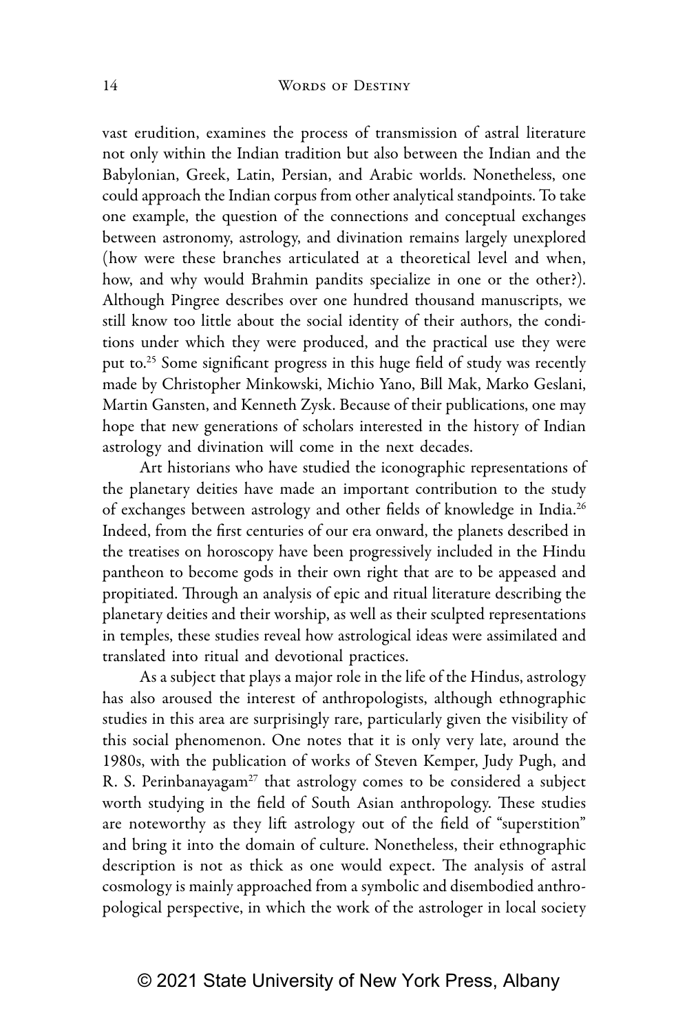vast erudition, examines the process of transmission of astral literature not only within the Indian tradition but also between the Indian and the Babylonian, Greek, Latin, Persian, and Arabic worlds. Nonetheless, one could approach the Indian corpus from other analytical standpoints. To take one example, the question of the connections and conceptual exchanges between astronomy, astrology, and divination remains largely unexplored (how were these branches articulated at a theoretical level and when, how, and why would Brahmin pandits specialize in one or the other?). Although Pingree describes over one hundred thousand manuscripts, we still know too little about the social identity of their authors, the conditions under which they were produced, and the practical use they were put to.[25] Some significant progress in this huge field of study was recently made by Christopher Minkowski, Michio Yano, Bill Mak, Marko Geslani, Martin Gansten, and Kenneth Zysk. Because of their publications, one may hope that new generations of scholars interested in the history of Indian astrology and divination will come in the next decades.

Art historians who have studied the iconographic representations of the planetary deities have made an important contribution to the study of exchanges between astrology and other fields of knowledge in India.[26] Indeed, from the first centuries of our era onward, the planets described in the treatises on horoscopy have been progressively included in the Hindu pantheon to become gods in their own right that are to be appeased and propitiated. Through an analysis of epic and ritual literature describing the planetary deities and their worship, as well as their sculpted representations in temples, these studies reveal how astrological ideas were assimilated and translated into ritual and devotional practices.

As a subject that plays a major role in the life of the Hindus, astrology has also aroused the interest of anthropologists, although ethnographic studies in this area are surprisingly rare, particularly given the visibility of this social phenomenon. One notes that it is only very late, around the 1980s, with the publication of works of Steven Kemper, Judy Pugh, and R. S. Perinbanayagam[27] that astrology comes to be considered a subject worth studying in the field of South Asian anthropology. These studies are noteworthy as they lift astrology out of the field of "superstition" and bring it into the domain of culture. Nonetheless, their ethnographic description is not as thick as one would expect. The analysis of astral cosmology is mainly approached from a symbolic and disembodied anthropological perspective, in which the work of the astrologer in local society

© 2021 State University of New York Press, Albany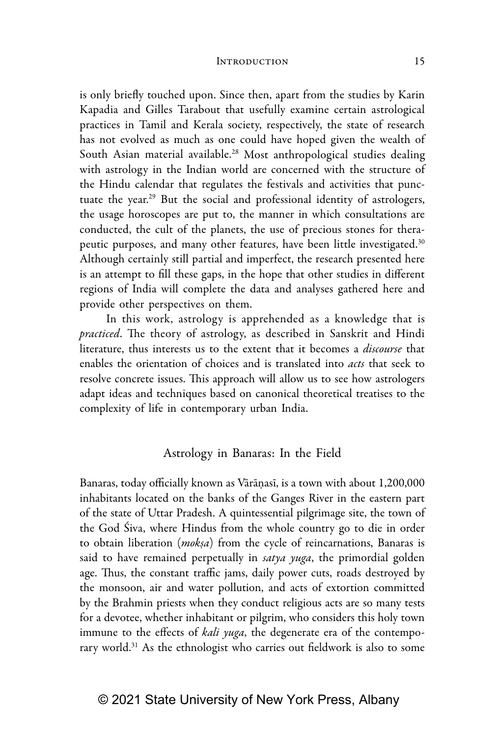is only briefly touched upon. Since then, apart from the studies by Karin Kapadia and Gilles Tarabout that usefully examine certain astrological practices in Tamil and Kerala society, respectively, the state of research has not evolved as much as one could have hoped given the wealth of South Asian material available.[28] Most anthropological studies dealing with astrology in the Indian world are concerned with the structure of the Hindu calendar that regulates the festivals and activities that punctuate the year.[29] But the social and professional identity of astrologers, the usage horoscopes are put to, the manner in which consultations are conducted, the cult of the planets, the use of precious stones for therapeutic purposes, and many other features, have been little investigated.[30] Although certainly still partial and imperfect, the research presented here is an attempt to fill these gaps, in the hope that other studies in different regions of India will complete the data and analyses gathered here and provide other perspectives on them.

In this work, astrology is apprehended as a knowledge that is *practiced*. The theory of astrology, as described in Sanskrit and Hindi literature, thus interests us to the extent that it becomes a *discourse* that enables the orientation of choices and is translated into *acts* that seek to resolve concrete issues. This approach will allow us to see how astrologers adapt ideas and techniques based on canonical theoretical treatises to the complexity of life in contemporary urban India.

## Astrology in Banaras: In the Field

Banaras, today officially known as Vārāṇasī, is a town with about 1,200,000 inhabitants located on the banks of the Ganges River in the eastern part of the state of Uttar Pradesh. A quintessential pilgrimage site, the town of the God Śiva, where Hindus from the whole country go to die in order to obtain liberation (*mokṣa*) from the cycle of reincarnations, Banaras is said to have remained perpetually in *satya yuga*, the primordial golden age. Thus, the constant traffic jams, daily power cuts, roads destroyed by the monsoon, air and water pollution, and acts of extortion committed by the Brahmin priests when they conduct religious acts are so many tests for a devotee, whether inhabitant or pilgrim, who considers this holy town immune to the effects of *kali yuga*, the degenerate era of the contemporary world.[31] As the ethnologist who carries out fieldwork is also to some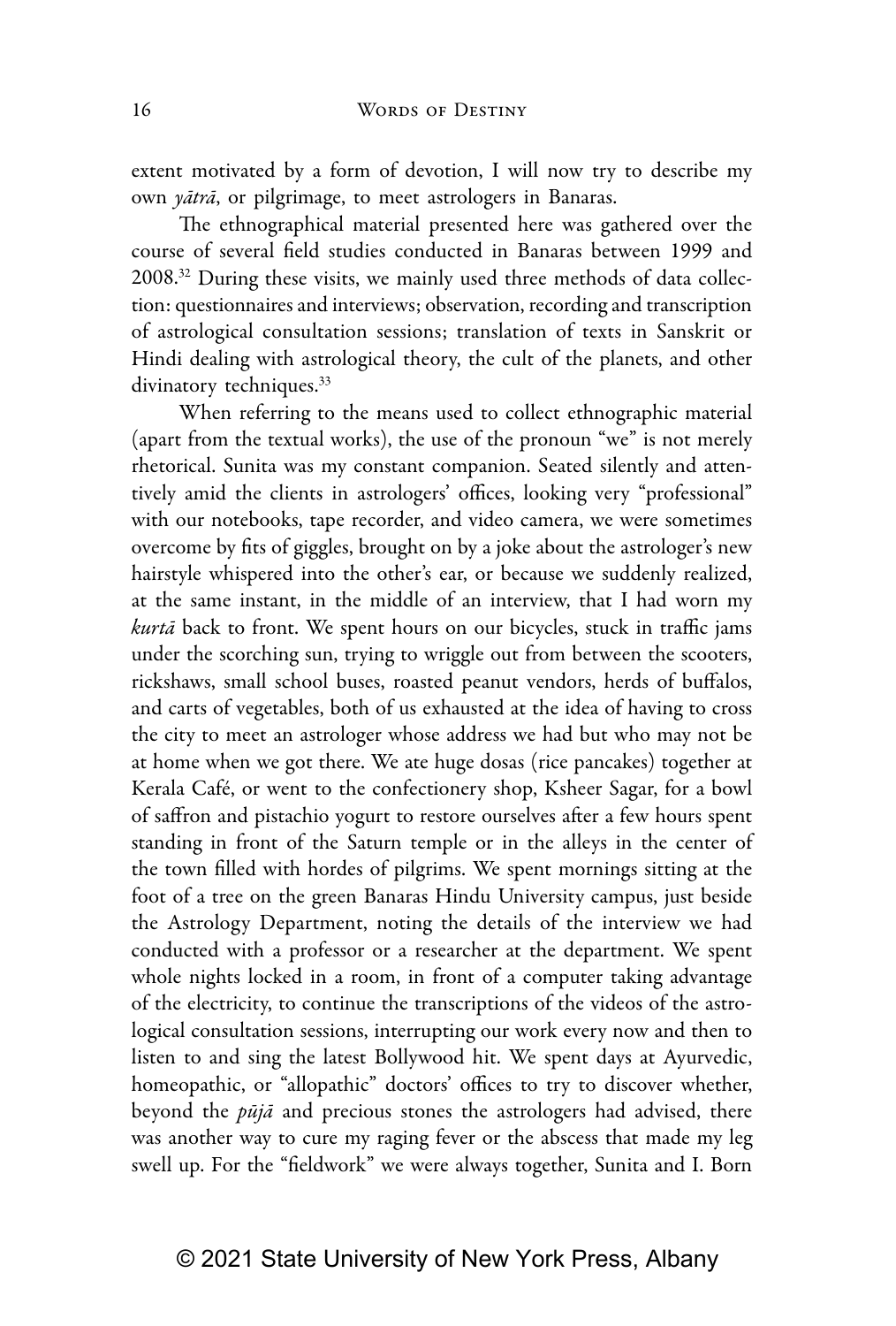extent motivated by a form of devotion, I will now try to describe my own *yātrā*, or pilgrimage, to meet astrologers in Banaras.

The ethnographical material presented here was gathered over the course of several field studies conducted in Banaras between 1999 and 2008.[32] During these visits, we mainly used three methods of data collection: questionnaires and interviews; observation, recording and transcription of astrological consultation sessions; translation of texts in Sanskrit or Hindi dealing with astrological theory, the cult of the planets, and other divinatory techniques.[33]

When referring to the means used to collect ethnographic material (apart from the textual works), the use of the pronoun "we" is not merely rhetorical. Sunita was my constant companion. Seated silently and attentively amid the clients in astrologers' offices, looking very "professional" with our notebooks, tape recorder, and video camera, we were sometimes overcome by fits of giggles, brought on by a joke about the astrologer's new hairstyle whispered into the other's ear, or because we suddenly realized, at the same instant, in the middle of an interview, that I had worn my *kurtā* back to front. We spent hours on our bicycles, stuck in traffic jams under the scorching sun, trying to wriggle out from between the scooters, rickshaws, small school buses, roasted peanut vendors, herds of buffalos, and carts of vegetables, both of us exhausted at the idea of having to cross the city to meet an astrologer whose address we had but who may not be at home when we got there. We ate huge dosas (rice pancakes) together at Kerala Café, or went to the confectionery shop, Ksheer Sagar, for a bowl of saffron and pistachio yogurt to restore ourselves after a few hours spent standing in front of the Saturn temple or in the alleys in the center of the town filled with hordes of pilgrims. We spent mornings sitting at the foot of a tree on the green Banaras Hindu University campus, just beside the Astrology Department, noting the details of the interview we had conducted with a professor or a researcher at the department. We spent whole nights locked in a room, in front of a computer taking advantage of the electricity, to continue the transcriptions of the videos of the astrological consultation sessions, interrupting our work every now and then to listen to and sing the latest Bollywood hit. We spent days at Ayurvedic, homeopathic, or "allopathic" doctors' offices to try to discover whether, beyond the *pūjā* and precious stones the astrologers had advised, there was another way to cure my raging fever or the abscess that made my leg swell up. For the "fieldwork" we were always together, Sunita and I. Born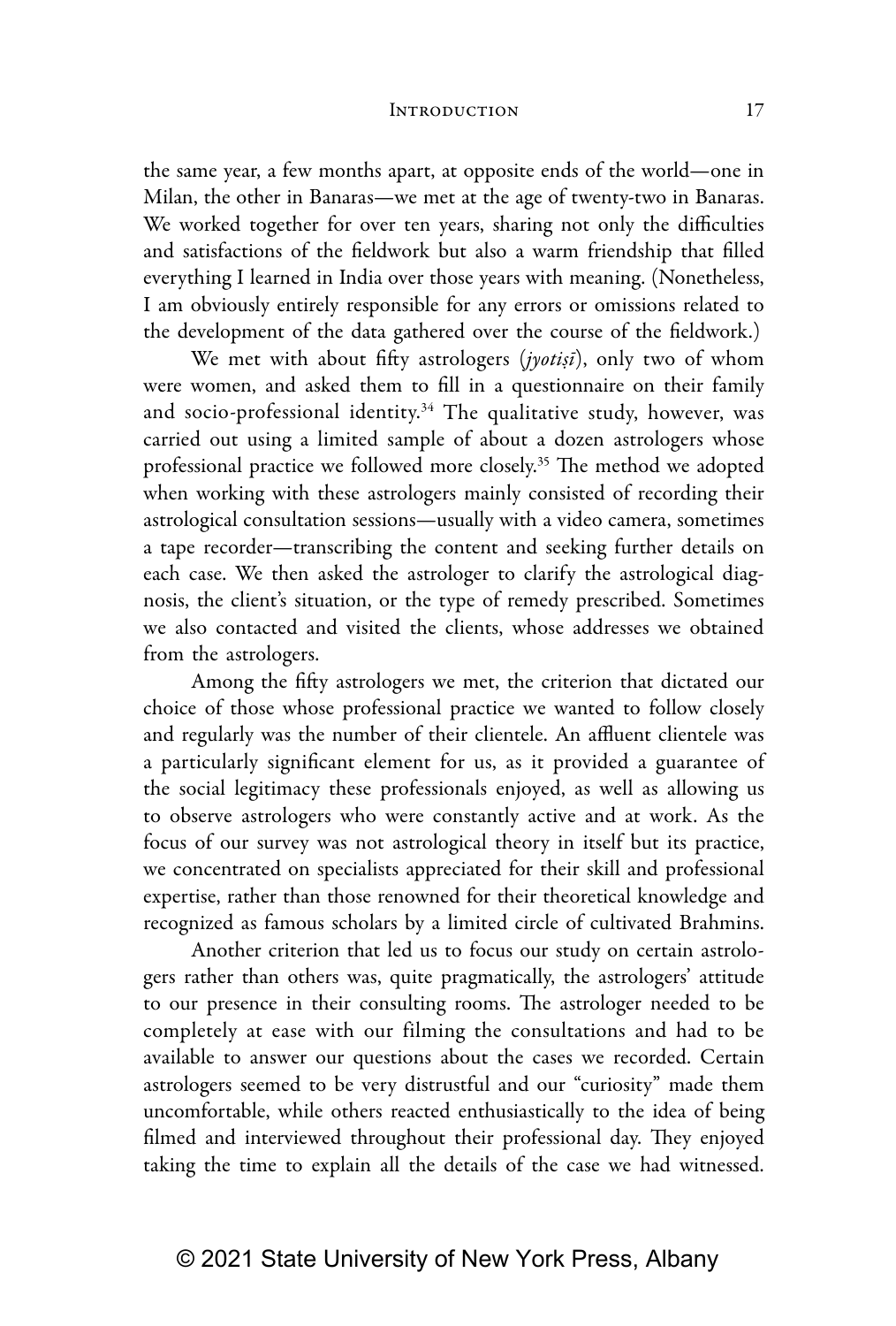the same year, a few months apart, at opposite ends of the world—one in Milan, the other in Banaras—we met at the age of twenty-two in Banaras. We worked together for over ten years, sharing not only the difficulties and satisfactions of the fieldwork but also a warm friendship that filled everything I learned in India over those years with meaning. (Nonetheless, I am obviously entirely responsible for any errors or omissions related to the development of the data gathered over the course of the fieldwork.)

We met with about fifty astrologers (*jyotiṣī*), only two of whom were women, and asked them to fill in a questionnaire on their family and socio-professional identity.[34] The qualitative study, however, was carried out using a limited sample of about a dozen astrologers whose professional practice we followed more closely.[35] The method we adopted when working with these astrologers mainly consisted of recording their astrological consultation sessions—usually with a video camera, sometimes a tape recorder—transcribing the content and seeking further details on each case. We then asked the astrologer to clarify the astrological diagnosis, the client's situation, or the type of remedy prescribed. Sometimes we also contacted and visited the clients, whose addresses we obtained from the astrologers.

Among the fifty astrologers we met, the criterion that dictated our choice of those whose professional practice we wanted to follow closely and regularly was the number of their clientele. An affluent clientele was a particularly significant element for us, as it provided a guarantee of the social legitimacy these professionals enjoyed, as well as allowing us to observe astrologers who were constantly active and at work. As the focus of our survey was not astrological theory in itself but its practice, we concentrated on specialists appreciated for their skill and professional expertise, rather than those renowned for their theoretical knowledge and recognized as famous scholars by a limited circle of cultivated Brahmins.

Another criterion that led us to focus our study on certain astrologers rather than others was, quite pragmatically, the astrologers' attitude to our presence in their consulting rooms. The astrologer needed to be completely at ease with our filming the consultations and had to be available to answer our questions about the cases we recorded. Certain astrologers seemed to be very distrustful and our "curiosity" made them uncomfortable, while others reacted enthusiastically to the idea of being filmed and interviewed throughout their professional day. They enjoyed taking the time to explain all the details of the case we had witnessed.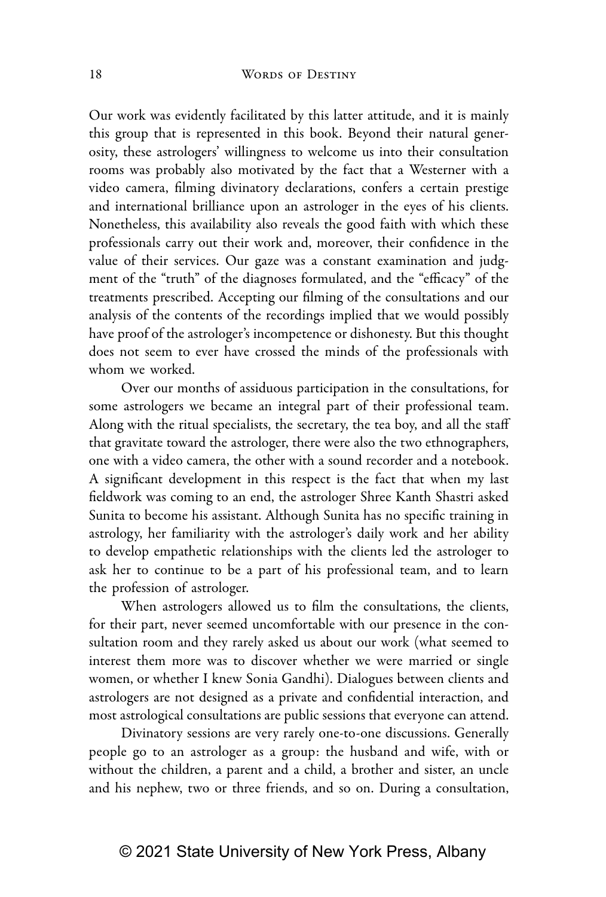Our work was evidently facilitated by this latter attitude, and it is mainly this group that is represented in this book. Beyond their natural generosity, these astrologers' willingness to welcome us into their consultation rooms was probably also motivated by the fact that a Westerner with a video camera, filming divinatory declarations, confers a certain prestige and international brilliance upon an astrologer in the eyes of his clients. Nonetheless, this availability also reveals the good faith with which these professionals carry out their work and, moreover, their confidence in the value of their services. Our gaze was a constant examination and judgment of the "truth" of the diagnoses formulated, and the "efficacy" of the treatments prescribed. Accepting our filming of the consultations and our analysis of the contents of the recordings implied that we would possibly have proof of the astrologer's incompetence or dishonesty. But this thought does not seem to ever have crossed the minds of the professionals with whom we worked.

Over our months of assiduous participation in the consultations, for some astrologers we became an integral part of their professional team. Along with the ritual specialists, the secretary, the tea boy, and all the staff that gravitate toward the astrologer, there were also the two ethnographers, one with a video camera, the other with a sound recorder and a notebook. A significant development in this respect is the fact that when my last fieldwork was coming to an end, the astrologer Shree Kanth Shastri asked Sunita to become his assistant. Although Sunita has no specific training in astrology, her familiarity with the astrologer's daily work and her ability to develop empathetic relationships with the clients led the astrologer to ask her to continue to be a part of his professional team, and to learn the profession of astrologer.

When astrologers allowed us to film the consultations, the clients, for their part, never seemed uncomfortable with our presence in the consultation room and they rarely asked us about our work (what seemed to interest them more was to discover whether we were married or single women, or whether I knew Sonia Gandhi). Dialogues between clients and astrologers are not designed as a private and confidential interaction, and most astrological consultations are public sessions that everyone can attend.

Divinatory sessions are very rarely one-to-one discussions. Generally people go to an astrologer as a group: the husband and wife, with or without the children, a parent and a child, a brother and sister, an uncle and his nephew, two or three friends, and so on. During a consultation,

© 2021 State University of New York Press, Albany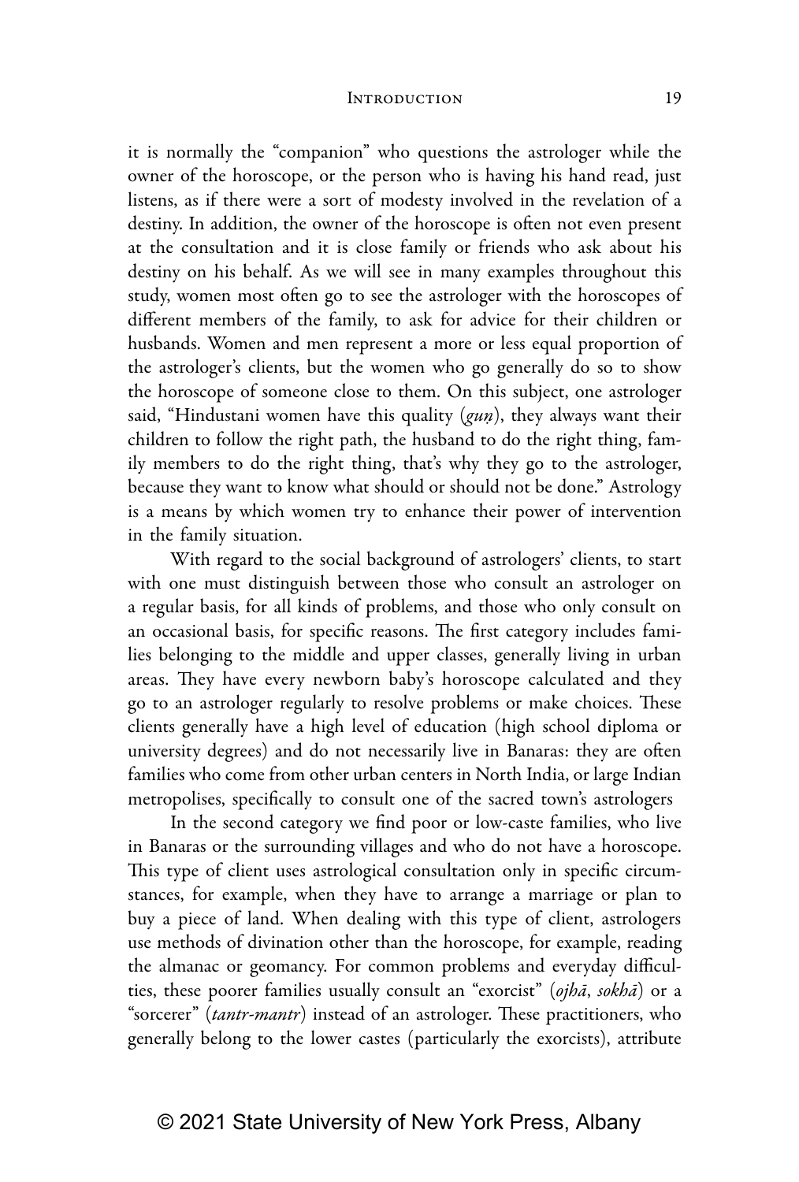it is normally the "companion" who questions the astrologer while the owner of the horoscope, or the person who is having his hand read, just listens, as if there were a sort of modesty involved in the revelation of a destiny. In addition, the owner of the horoscope is often not even present at the consultation and it is close family or friends who ask about his destiny on his behalf. As we will see in many examples throughout this study, women most often go to see the astrologer with the horoscopes of different members of the family, to ask for advice for their children or husbands. Women and men represent a more or less equal proportion of the astrologer's clients, but the women who go generally do so to show the horoscope of someone close to them. On this subject, one astrologer said, "Hindustani women have this quality (*guṇ*), they always want their children to follow the right path, the husband to do the right thing, family members to do the right thing, that's why they go to the astrologer, because they want to know what should or should not be done." Astrology is a means by which women try to enhance their power of intervention in the family situation.

With regard to the social background of astrologers' clients, to start with one must distinguish between those who consult an astrologer on a regular basis, for all kinds of problems, and those who only consult on an occasional basis, for specific reasons. The first category includes families belonging to the middle and upper classes, generally living in urban areas. They have every newborn baby's horoscope calculated and they go to an astrologer regularly to resolve problems or make choices. These clients generally have a high level of education (high school diploma or university degrees) and do not necessarily live in Banaras: they are often families who come from other urban centers in North India, or large Indian metropolises, specifically to consult one of the sacred town's astrologers

In the second category we find poor or low-caste families, who live in Banaras or the surrounding villages and who do not have a horoscope. This type of client uses astrological consultation only in specific circumstances, for example, when they have to arrange a marriage or plan to buy a piece of land. When dealing with this type of client, astrologers use methods of divination other than the horoscope, for example, reading the almanac or geomancy. For common problems and everyday difficulties, these poorer families usually consult an "exorcist" (*ojhā*, *sokhā*) or a "sorcerer" (*tantr-mantr*) instead of an astrologer. These practitioners, who generally belong to the lower castes (particularly the exorcists), attribute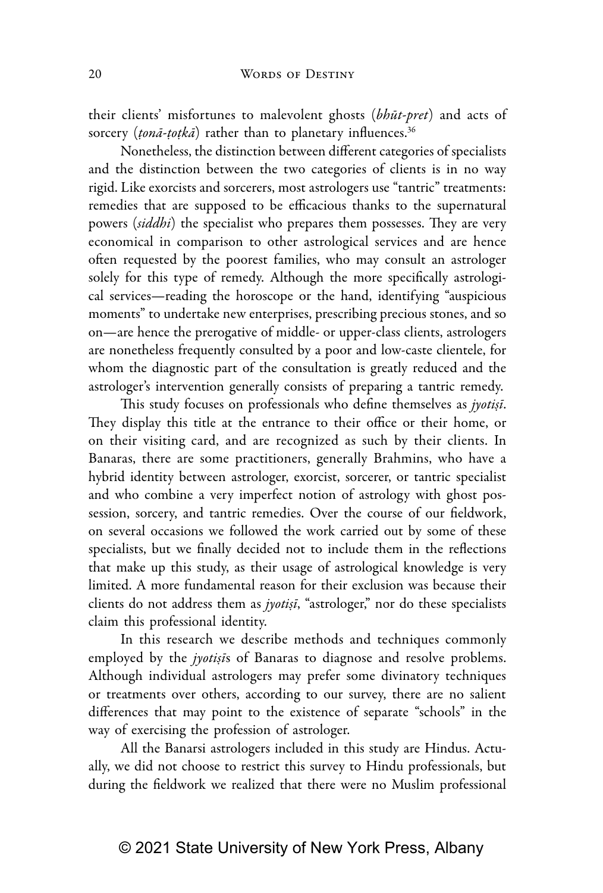their clients' misfortunes to malevolent ghosts (*bhūt-pret*) and acts of sorcery (*ṭonā-ṭoṭkā*) rather than to planetary influences.[36]

Nonetheless, the distinction between different categories of specialists and the distinction between the two categories of clients is in no way rigid. Like exorcists and sorcerers, most astrologers use "tantric" treatments: remedies that are supposed to be efficacious thanks to the supernatural powers (*siddhi*) the specialist who prepares them possesses. They are very economical in comparison to other astrological services and are hence often requested by the poorest families, who may consult an astrologer solely for this type of remedy. Although the more specifically astrological services—reading the horoscope or the hand, identifying "auspicious moments" to undertake new enterprises, prescribing precious stones, and so on—are hence the prerogative of middle- or upper-class clients, astrologers are nonetheless frequently consulted by a poor and low-caste clientele, for whom the diagnostic part of the consultation is greatly reduced and the astrologer's intervention generally consists of preparing a tantric remedy.

This study focuses on professionals who define themselves as *jyotiṣī*. They display this title at the entrance to their office or their home, or on their visiting card, and are recognized as such by their clients. In Banaras, there are some practitioners, generally Brahmins, who have a hybrid identity between astrologer, exorcist, sorcerer, or tantric specialist and who combine a very imperfect notion of astrology with ghost possession, sorcery, and tantric remedies. Over the course of our fieldwork, on several occasions we followed the work carried out by some of these specialists, but we finally decided not to include them in the reflections that make up this study, as their usage of astrological knowledge is very limited. A more fundamental reason for their exclusion was because their clients do not address them as *jyotiṣī*, "astrologer," nor do these specialists claim this professional identity.

In this research we describe methods and techniques commonly employed by the *jyotiṣī*s of Banaras to diagnose and resolve problems. Although individual astrologers may prefer some divinatory techniques or treatments over others, according to our survey, there are no salient differences that may point to the existence of separate "schools" in the way of exercising the profession of astrologer.

All the Banarsi astrologers included in this study are Hindus. Actually, we did not choose to restrict this survey to Hindu professionals, but during the fieldwork we realized that there were no Muslim professional

© 2021 State University of New York Press, Albany